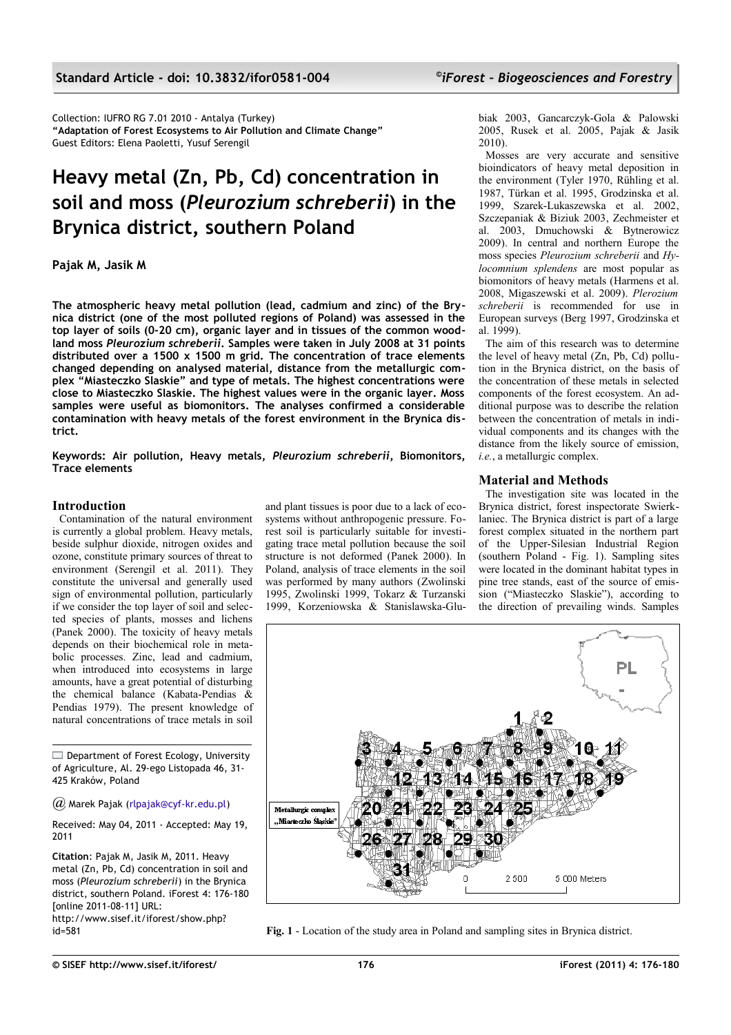Collection: IUFRO RG 7.01 2010 - Antalya (Turkey)
**"Adaptation of Forest Ecosystems to Air Pollution and Climate Change"**
Guest Editors: Elena Paoletti, Yusuf Serengil

# Heavy metal (Zn, Pb, Cd) concentration in soil and moss (*Pleurozium schreberii*) in the Brynica district, southern Poland

**Pajak M, Jasik M**

**The atmospheric heavy metal pollution (lead, cadmium and zinc) of the Brynica district (one of the most polluted regions of Poland) was assessed in the top layer of soils (0-20 cm), organic layer and in tissues of the common woodland moss *Pleurozium schreberii*. Samples were taken in July 2008 at 31 points distributed over a 1500 x 1500 m grid. The concentration of trace elements changed depending on analysed material, distance from the metallurgic complex "Miasteczko Slaskie" and type of metals. The highest concentrations were close to Miasteczko Slaskie. The highest values were in the organic layer. Moss samples were useful as biomonitors. The analyses confirmed a considerable contamination with heavy metals of the forest environment in the Brynica district.**

**Keywords: Air pollution, Heavy metals, *Pleurozium schreberii*, Biomonitors, Trace elements**

## Introduction

Contamination of the natural environment is currently a global problem. Heavy metals, beside sulphur dioxide, nitrogen oxides and ozone, constitute primary sources of threat to environment (Serengil et al. 2011). They constitute the universal and generally used sign of environmental pollution, particularly if we consider the top layer of soil and selected species of plants, mosses and lichens (Panek 2000). The toxicity of heavy metals depends on their biochemical role in metabolic processes. Zinc, lead and cadmium, when introduced into ecosystems in large amounts, have a great potential of disturbing the chemical balance (Kabata-Pendias & Pendias 1979). The present knowledge of natural concentrations of trace metals in soil and plant tissues is poor due to a lack of ecosystems without anthropogenic pressure. Forest soil is particularly suitable for investigating trace metal pollution because the soil structure is not deformed (Panek 2000). In Poland, analysis of trace elements in the soil was performed by many authors (Zwolinski 1995, Zwolinski 1999, Tokarz & Turzanski 1999, Korzeniowska & Stanislawska-Glubiak 2003, Gancarczyk-Gola & Palowski 2005, Rusek et al. 2005, Pajak & Jasik 2010).

Mosses are very accurate and sensitive bioindicators of heavy metal deposition in the environment (Tyler 1970, Rühling et al. 1987, Türkan et al. 1995, Grodzinska et al. 1999, Szarek-Lukaszewska et al. 2002, Szczepaniak & Biziuk 2003, Zechmeister et al. 2003, Dmuchowski & Bytnerowicz 2009). In central and northern Europe the moss species *Pleurozium schreberii* and *Hylocomnium splendens* are most popular as biomonitors of heavy metals (Harmens et al. 2008, Migaszewski et al. 2009). *Plerozium schreberii* is recommended for use in European surveys (Berg 1997, Grodzinska et al. 1999).

The aim of this research was to determine the level of heavy metal (Zn, Pb, Cd) pollution in the Brynica district, on the basis of the concentration of these metals in selected components of the forest ecosystem. An additional purpose was to describe the relation between the concentration of metals in individual components and its changes with the distance from the likely source of emission, *i.e.*, a metallurgic complex.

## Material and Methods

The investigation site was located in the Brynica district, forest inspectorate Swierklaniec. The Brynica district is part of a large forest complex situated in the northern part of the Upper-Silesian Industrial Region (southern Poland - Fig. 1). Sampling sites were located in the dominant habitat types in pine tree stands, east of the source of emission ("Miasteczko Slaskie"), according to the direction of prevailing winds. Samples

**Fig. 1** - Location of the study area in Poland and sampling sites in Brynica district.

Department of Forest Ecology, University of Agriculture, Al. 29-ego Listopada 46, 31-425 Kraków, Poland

@ Marek Pajak (rlpajak@cyf-kr.edu.pl)

Received: May 04, 2011 - Accepted: May 19, 2011

**Citation**: Pajak M, Jasik M, 2011. Heavy metal (Zn, Pb, Cd) concentration in soil and moss (*Pleurozium schreberii*) in the Brynica district, southern Poland. iForest 4: 176-180 [online 2011-08-11] URL: http://www.sisef.it/iforest/show.php?id=581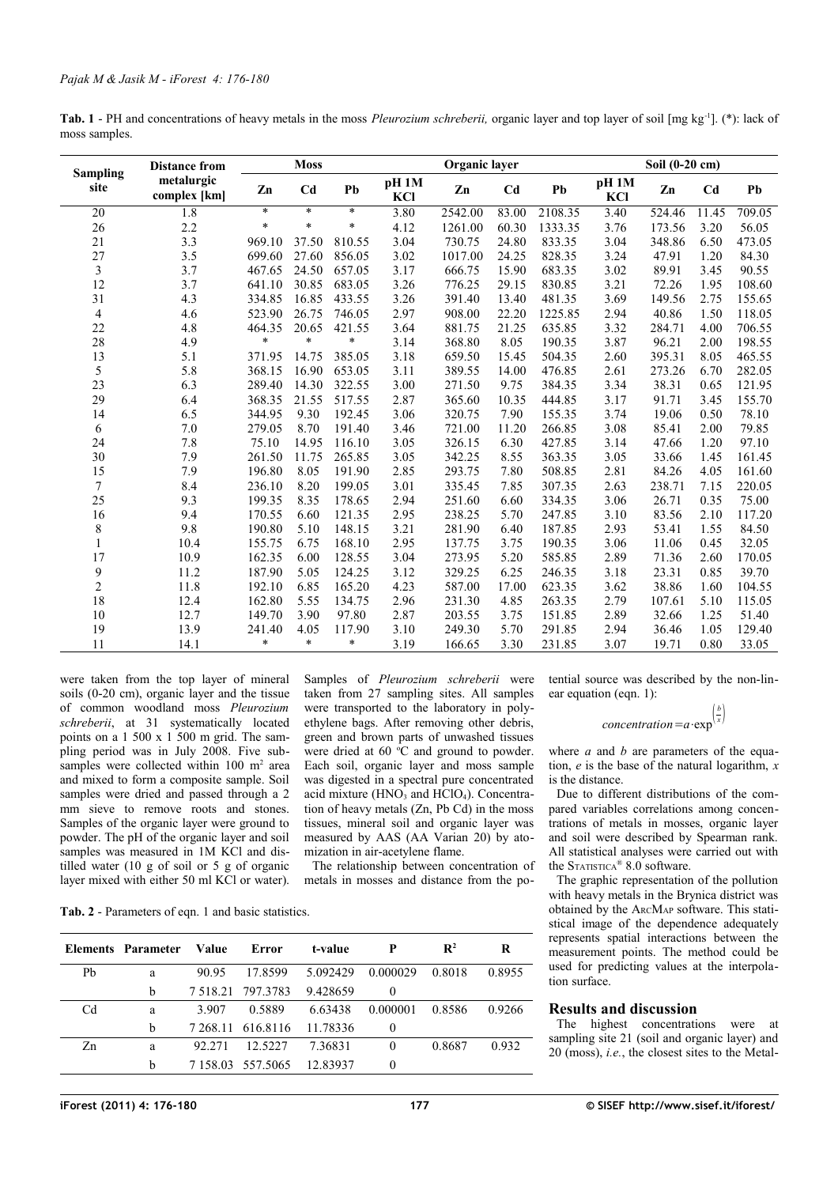**Tab. 1** - PH and concentrations of heavy metals in the moss *Pleurozium schreberii,* organic layer and top layer of soil [mg kg$^{-1}$]. (*): lack of moss samples.

| Sampling site | Distance from metalurgic complex [km] | Moss | | | Organic layer | | | | Soil (0-20 cm) | | | |
|---|---|---|---|---|---|---|---|---|---|---|---|---|
| | | Zn | Cd | Pb | pH 1M KCl | Zn | Cd | Pb | pH 1M KCl | Zn | Cd | Pb |
| 20 | 1.8 | * | * | * | 3.80 | 2542.00 | 83.00 | 2108.35 | 3.40 | 524.46 | 11.45 | 709.05 |
| 26 | 2.2 | * | * | * | 4.12 | 1261.00 | 60.30 | 1333.35 | 3.76 | 173.56 | 3.20 | 56.05 |
| 21 | 3.3 | 969.10 | 37.50 | 810.55 | 3.04 | 730.75 | 24.80 | 833.35 | 3.04 | 348.86 | 6.50 | 473.05 |
| 27 | 3.5 | 699.60 | 27.60 | 856.05 | 3.02 | 1017.00 | 24.25 | 828.35 | 3.24 | 47.91 | 1.20 | 84.30 |
| 3 | 3.7 | 467.65 | 24.50 | 657.05 | 3.17 | 666.75 | 15.90 | 683.35 | 3.02 | 89.91 | 3.45 | 90.55 |
| 12 | 3.7 | 641.10 | 30.85 | 683.05 | 3.26 | 776.25 | 29.15 | 830.85 | 3.21 | 72.26 | 1.95 | 108.60 |
| 31 | 4.3 | 334.85 | 16.85 | 433.55 | 3.26 | 391.40 | 13.40 | 481.35 | 3.69 | 149.56 | 2.75 | 155.65 |
| 4 | 4.6 | 523.90 | 26.75 | 746.05 | 2.97 | 908.00 | 22.20 | 1225.85 | 2.94 | 40.86 | 1.50 | 118.05 |
| 22 | 4.8 | 464.35 | 20.65 | 421.55 | 3.64 | 881.75 | 21.25 | 635.85 | 3.32 | 284.71 | 4.00 | 706.55 |
| 28 | 4.9 | * | * | * | 3.14 | 368.80 | 8.05 | 190.35 | 3.87 | 96.21 | 2.00 | 198.55 |
| 13 | 5.1 | 371.95 | 14.75 | 385.05 | 3.18 | 659.50 | 15.45 | 504.35 | 2.60 | 395.31 | 8.05 | 465.55 |
| 5 | 5.8 | 368.15 | 16.90 | 653.05 | 3.11 | 389.55 | 14.00 | 476.85 | 2.61 | 273.26 | 6.70 | 282.05 |
| 23 | 6.3 | 289.40 | 14.30 | 322.55 | 3.00 | 271.50 | 9.75 | 384.35 | 3.34 | 38.31 | 0.65 | 121.95 |
| 29 | 6.4 | 368.35 | 21.55 | 517.55 | 2.87 | 365.60 | 10.35 | 444.85 | 3.17 | 91.71 | 3.45 | 155.70 |
| 14 | 6.5 | 344.95 | 9.30 | 192.45 | 3.06 | 320.75 | 7.90 | 155.35 | 3.74 | 19.06 | 0.50 | 78.10 |
| 6 | 7.0 | 279.05 | 8.70 | 191.40 | 3.46 | 721.00 | 11.20 | 266.85 | 3.08 | 85.41 | 2.00 | 79.85 |
| 24 | 7.8 | 75.10 | 14.95 | 116.10 | 3.05 | 326.15 | 6.30 | 427.85 | 3.14 | 47.66 | 1.20 | 97.10 |
| 30 | 7.9 | 261.50 | 11.75 | 265.85 | 3.05 | 342.25 | 8.55 | 363.35 | 3.05 | 33.66 | 1.45 | 161.45 |
| 15 | 7.9 | 196.80 | 8.05 | 191.90 | 2.85 | 293.75 | 7.80 | 508.85 | 2.81 | 84.26 | 4.05 | 161.60 |
| 7 | 8.4 | 236.10 | 8.20 | 199.05 | 3.01 | 335.45 | 7.85 | 307.35 | 2.63 | 238.71 | 7.15 | 220.05 |
| 25 | 9.3 | 199.35 | 8.35 | 178.65 | 2.94 | 251.60 | 6.60 | 334.35 | 3.06 | 26.71 | 0.35 | 75.00 |
| 16 | 9.4 | 170.55 | 6.60 | 121.35 | 2.95 | 238.25 | 5.70 | 247.85 | 3.10 | 83.56 | 2.10 | 117.20 |
| 8 | 9.8 | 190.80 | 5.10 | 148.15 | 3.21 | 281.90 | 6.40 | 187.85 | 2.93 | 53.41 | 1.55 | 84.50 |
| 1 | 10.4 | 155.75 | 6.75 | 168.10 | 2.95 | 137.75 | 3.75 | 190.35 | 3.06 | 11.06 | 0.45 | 32.05 |
| 17 | 10.9 | 162.35 | 6.00 | 128.55 | 3.04 | 273.95 | 5.20 | 585.85 | 2.89 | 71.36 | 2.60 | 170.05 |
| 9 | 11.2 | 187.90 | 5.05 | 124.25 | 3.12 | 329.25 | 6.25 | 246.35 | 3.18 | 23.31 | 0.85 | 39.70 |
| 2 | 11.8 | 192.10 | 6.85 | 165.20 | 4.23 | 587.00 | 17.00 | 623.35 | 3.62 | 38.86 | 1.60 | 104.55 |
| 18 | 12.4 | 162.80 | 5.55 | 134.75 | 2.96 | 231.30 | 4.85 | 263.35 | 2.79 | 107.61 | 5.10 | 115.05 |
| 10 | 12.7 | 149.70 | 3.90 | 97.80 | 2.87 | 203.55 | 3.75 | 151.85 | 2.89 | 32.66 | 1.25 | 51.40 |
| 19 | 13.9 | 241.40 | 4.05 | 117.90 | 3.10 | 249.30 | 5.70 | 291.85 | 2.94 | 36.46 | 1.05 | 129.40 |
| 11 | 14.1 | * | * | * | 3.19 | 166.65 | 3.30 | 231.85 | 3.07 | 19.71 | 0.80 | 33.05 |

were taken from the top layer of mineral soils (0-20 cm), organic layer and the tissue of common woodland moss *Pleurozium schreberii*, at 31 systematically located points on a 1 500 x 1 500 m grid. The sampling period was in July 2008. Five subsamples were collected within 100 m$^2$ area and mixed to form a composite sample. Soil samples were dried and passed through a 2 mm sieve to remove roots and stones. Samples of the organic layer were ground to powder. The pH of the organic layer and soil samples was measured in 1M KCl and distilled water (10 g of soil or 5 g of organic layer mixed with either 50 ml KCl or water). Samples of *Pleurozium schreberii* were taken from 27 sampling sites. All samples were transported to the laboratory in polyethylene bags. After removing other debris, green and brown parts of unwashed tissues were dried at 60 °C and ground to powder. Each soil, organic layer and moss sample was digested in a spectral pure concentrated acid mixture ($HNO_3$ and $HClO_4$). Concentration of heavy metals (Zn, Pb Cd) in the moss tissues, mineral soil and organic layer was measured by AAS (AA Varian 20) by atomization in air-acetylene flame.

The relationship between concentration of metals in mosses and distance from the potential source was described by the non-linear equation (eqn. 1):

$$concentration = a \cdot \exp^{\left(\frac{b}{x}\right)}$$

where *a* and *b* are parameters of the equation, *e* is the base of the natural logarithm, *x* is the distance.

Due to different distributions of the compared variables correlations among concentrations of metals in mosses, organic layer and soil were described by Spearman rank. All statistical analyses were carried out with the STATISTICA® 8.0 software.

The graphic representation of the pollution with heavy metals in the Brynica district was obtained by the ARCMAP software. This statistical image of the dependence adequately represents spatial interactions between the measurement points. The method could be used for predicting values at the interpolation surface.

**Tab. 2** - Parameters of eqn. 1 and basic statistics.

| Elements | Parameter | Value | Error | t-value | P | $R^2$ | R |
|---|---|---|---|---|---|---|---|
| Pb | a | 90.95 | 17.8599 | 5.092429 | 0.000029 | 0.8018 | 0.8955 |
| | b | 7 518.21 | 797.3783 | 9.428659 | 0 | | |
| Cd | a | 3.907 | 0.5889 | 6.63438 | 0.000001 | 0.8586 | 0.9266 |
| | b | 7 268.11 | 616.8116 | 11.78336 | 0 | | |
| Zn | a | 92.271 | 12.5227 | 7.36831 | 0 | 0.8687 | 0.932 |
| | b | 7 158.03 | 557.5065 | 12.83937 | 0 | | |

## Results and discussion

The highest concentrations were at sampling site 21 (soil and organic layer) and 20 (moss), *i.e.*, the closest sites to the Metal-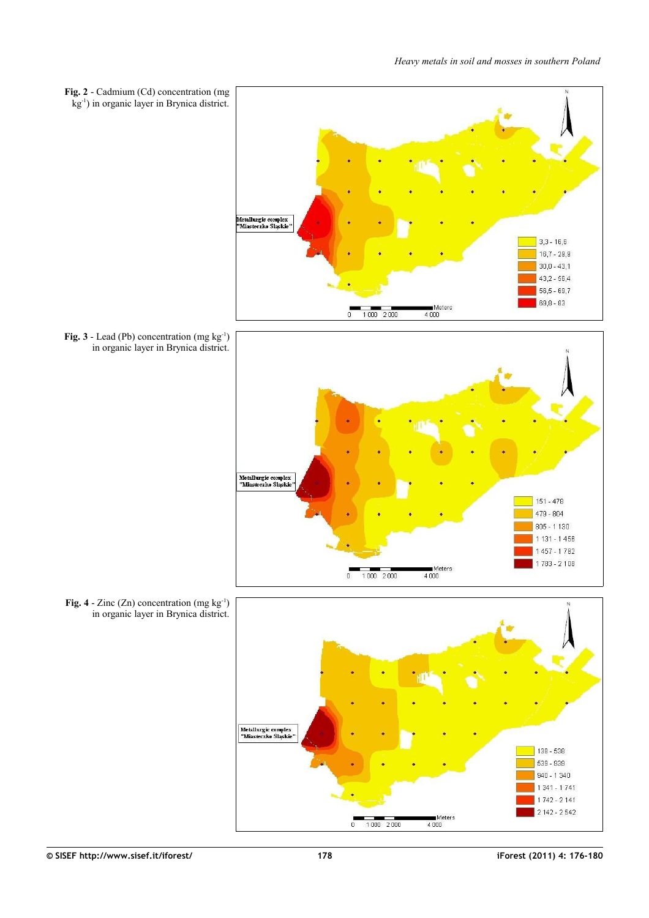**Fig. 2** - Cadmium (Cd) concentration (mg $kg^{-1}$) in organic layer in Brynica district.

**Fig. 3** - Lead (Pb) concentration (mg $kg^{-1}$) in organic layer in Brynica district.

**Fig. 4** - Zinc (Zn) concentration (mg $kg^{-1}$) in organic layer in Brynica district.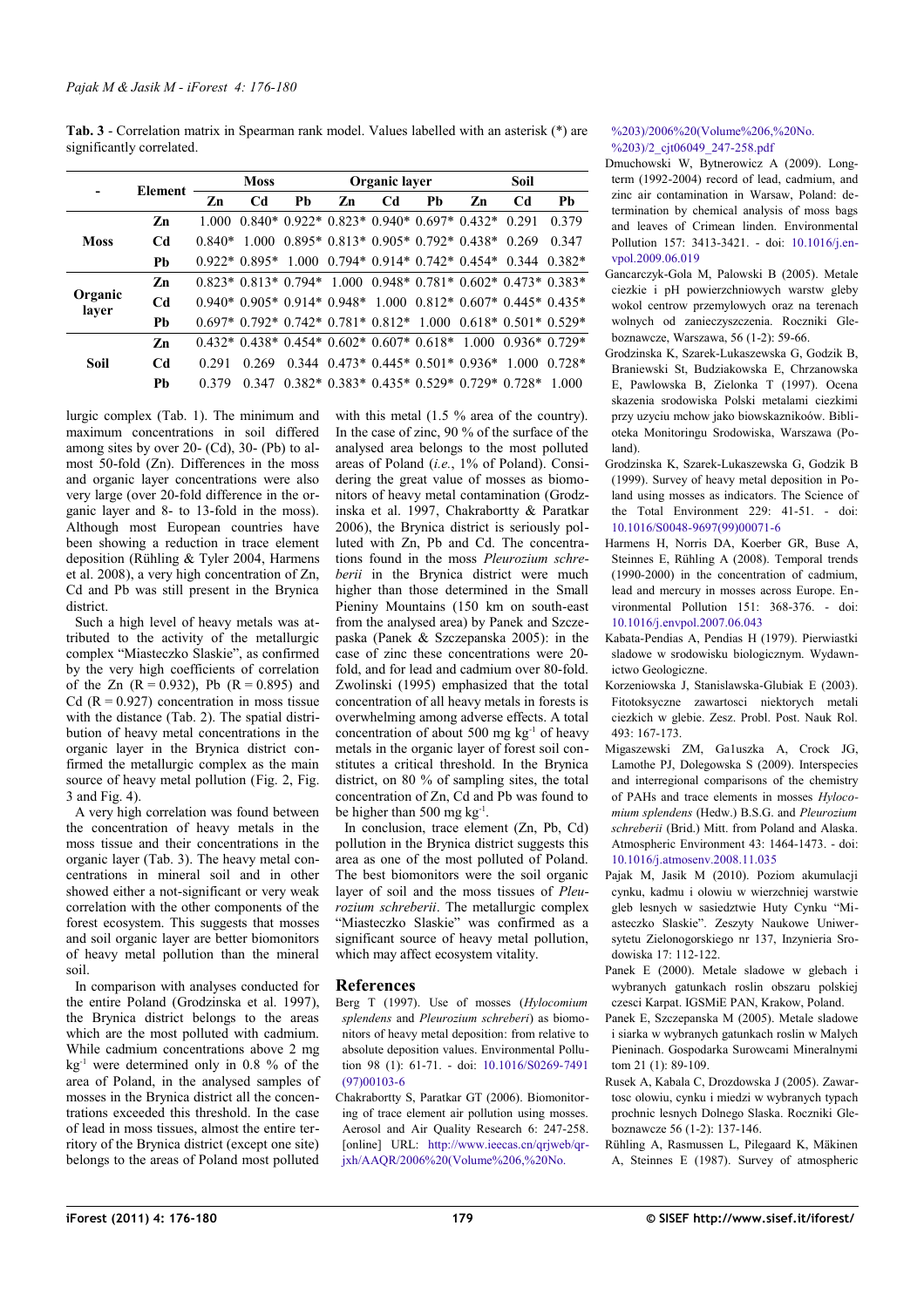**Tab. 3** - Correlation matrix in Spearman rank model. Values labelled with an asterisk (*) are significantly correlated.

| - | Element | Moss | | | Organic layer | | | Soil | | |
|---|---|---|---|---|---|---|---|---|---|---|
| | | Zn | Cd | Pb | Zn | Cd | Pb | Zn | Cd | Pb |
| **Moss** | **Zn** | 1.000 | 0.840* | 0.922* | 0.823* | 0.940* | 0.697* | 0.432* | 0.291 | 0.379 |
| | **Cd** | 0.840* | 1.000 | 0.895* | 0.813* | 0.905* | 0.792* | 0.438* | 0.269 | 0.347 |
| | **Pb** | 0.922* | 0.895* | 1.000 | 0.794* | 0.914* | 0.742* | 0.454* | 0.344 | 0.382* |
| **Organic layer** | **Zn** | 0.823* | 0.813* | 0.794* | 1.000 | 0.948* | 0.781* | 0.602* | 0.473* | 0.383* |
| | **Cd** | 0.940* | 0.905* | 0.914* | 0.948* | 1.000 | 0.812* | 0.607* | 0.445* | 0.435* |
| | **Pb** | 0.697* | 0.792* | 0.742* | 0.781* | 0.812* | 1.000 | 0.618* | 0.501* | 0.529* |
| **Soil** | **Zn** | 0.432* | 0.438* | 0.454* | 0.602* | 0.607* | 0.618* | 1.000 | 0.936* | 0.729* |
| | **Cd** | 0.291 | 0.269 | 0.344 | 0.473* | 0.445* | 0.501* | 0.936* | 1.000 | 0.728* |
| | **Pb** | 0.379 | 0.347 | 0.382* | 0.383* | 0.435* | 0.529* | 0.729* | 0.728* | 1.000 |

lurgic complex (Tab. 1). The minimum and maximum concentrations in soil differed among sites by over 20- (Cd), 30- (Pb) to almost 50-fold (Zn). Differences in the moss and organic layer concentrations were also very large (over 20-fold difference in the organic layer and 8- to 13-fold in the moss). Although most European countries have been showing a reduction in trace element deposition (Rühling & Tyler 2004, Harmens et al. 2008), a very high concentration of Zn, Cd and Pb was still present in the Brynica district.

Such a high level of heavy metals was attributed to the activity of the metallurgic complex "Miasteczko Slaskie", as confirmed by the very high coefficients of correlation of the Zn (R = 0.932), Pb (R = 0.895) and Cd (R = 0.927) concentration in moss tissue with the distance (Tab. 2). The spatial distribution of heavy metal concentrations in the organic layer in the Brynica district confirmed the metallurgic complex as the main source of heavy metal pollution (Fig. 2, Fig. 3 and Fig. 4).

A very high correlation was found between the concentration of heavy metals in the moss tissue and their concentrations in the organic layer (Tab. 3). The heavy metal concentrations in mineral soil and in other showed either a not-significant or very weak correlation with the other components of the forest ecosystem. This suggests that mosses and soil organic layer are better biomonitors of heavy metal pollution than the mineral soil.

In comparison with analyses conducted for the entire Poland (Grodzinska et al. 1997), the Brynica district belongs to the areas which are the most polluted with cadmium. While cadmium concentrations above 2 mg kg$^{-1}$ were determined only in 0.8 % of the area of Poland, in the analysed samples of mosses in the Brynica district all the concentrations exceeded this threshold. In the case of lead in moss tissues, almost the entire territory of the Brynica district (except one site) belongs to the areas of Poland most polluted with this metal (1.5 % area of the country). In the case of zinc, 90 % of the surface of the analysed area belongs to the most polluted areas of Poland (*i.e.*, 1% of Poland). Considering the great value of mosses as biomonitors of heavy metal contamination (Grodzinska et al. 1997, Chakrabortty & Paratkar 2006), the Brynica district is seriously polluted with Zn, Pb and Cd. The concentrations found in the moss *Pleurozium schreberii* in the Brynica district were much higher than those determined in the Small Pieniny Mountains (150 km on south-east from the analysed area) by Panek and Szczepaska (Panek & Szczepanska 2005): in the case of zinc these concentrations were 20-fold, and for lead and cadmium over 80-fold. Zwolinski (1995) emphasized that the total concentration of all heavy metals in forests is overwhelming among adverse effects. A total concentration of about 500 mg kg$^{-1}$ of heavy metals in the organic layer of forest soil constitutes a critical threshold. In the Brynica district, on 80 % of sampling sites, the total concentration of Zn, Cd and Pb was found to be higher than 500 mg kg$^{-1}$.

In conclusion, trace element (Zn, Pb, Cd) pollution in the Brynica district suggests this area as one of the most polluted of Poland. The best biomonitors were the soil organic layer of soil and the moss tissues of *Pleurozium schreberii*. The metallurgic complex "Miasteczko Slaskie" was confirmed as a significant source of heavy metal pollution, which may affect ecosystem vitality.

## References

Berg T (1997). Use of mosses (*Hylocomium splendens* and *Pleurozium schreberi*) as biomonitors of heavy metal deposition: from relative to absolute deposition values. Environmental Pollution 98 (1): 61-71. - doi: 10.1016/S0269-7491(97)00103-6

Chakrabortty S, Paratkar GT (2006). Biomonitoring of trace element air pollution using mosses. Aerosol and Air Quality Research 6: 247-258. [online] URL: http://www.ieecas.cn/qrjweb/qr-jxh/AAQR/2006%20(Volume%206,%20No.%203)/2006%20(Volume%206,%20No.%203)/2_cjt06049_247-258.pdf

Dmuchowski W, Bytnerowicz A (2009). Long-term (1992-2004) record of lead, cadmium, and zinc air contamination in Warsaw, Poland: determination by chemical analysis of moss bags and leaves of Crimean linden. Environmental Pollution 157: 3413-3421. - doi: 10.1016/j.envpol.2009.06.019

Gancarczyk-Gola M, Palowski B (2005). Metale ciezkie i pH powierzchniowych warstw gleby wokol centrow przemyslowych oraz na terenach wolnych od zanieczyszczenia. Roczniki Gleboznawcze, Warszawa, 56 (1-2): 59-66.

Grodzinska K, Szarek-Lukaszewska G, Godzik B, Braniewski St, Budziakowska E, Chrzanowska E, Pawlowska B, Zielonka T (1997). Ocena skazenia srodowiska Polski metalami ciezkimi przy uzyciu mchow jako biowskaznikoów. Biblioteka Monitoringu Srodowiska, Warszawa (Poland).

Grodzinska K, Szarek-Lukaszewska G, Godzik B (1999). Survey of heavy metal deposition in Poland using mosses as indicators. The Science of the Total Environment 229: 41-51. - doi: 10.1016/S0048-9697(99)00071-6

Harmens H, Norris DA, Koerber GR, Buse A, Steinnes E, Rühling A (2008). Temporal trends (1990-2000) in the concentration of cadmium, lead and mercury in mosses across Europe. Environmental Pollution 151: 368-376. - doi: 10.1016/j.envpol.2007.06.043

Kabata-Pendias A, Pendias H (1979). Pierwiastki sladowe w srodowisku biologicznym. Wydawnictwo Geologiczne.

Korzeniowska J, Stanislawska-Glubiak E (2003). Fitotoksyczne zawartosci niektorych metali ciezkich w glebie. Zesz. Probl. Post. Nauk Rol. 493: 167-173.

Migaszewski ZM, Ga1uszka A, Crock JG, Lamothe PJ, Dolegowska S (2009). Interspecies and interregional comparisons of the chemistry of PAHs and trace elements in mosses *Hylocomium splendens* (Hedw.) B.S.G. and *Pleurozium schreberii* (Brid.) Mitt. from Poland and Alaska. Atmospheric Environment 43: 1464-1473. - doi: 10.1016/j.atmosenv.2008.11.035

Pajak M, Jasik M (2010). Poziom akumulacji cynku, kadmu i olowiu w wierzchniej warstwie gleb lesnych w sasiedztwie Huty Cynku "Miasteczko Slaskie". Zeszyty Naukowe Uniwersytetu Zielonogorskiego nr 137, Inzynieria Srodowiska 17: 112-122.

Panek E (2000). Metale sladowe w glebach i wybranych gatunkach roslin obszaru polskiej czesci Karpat. IGSMiE PAN, Krakow, Poland.

Panek E, Szczepanska M (2005). Metale sladowe i siarka w wybranych gatunkach roslin w Malych Pieninach. Gospodarka Surowcami Mineralnymi tom 21 (1): 89-109.

Rusek A, Kabala C, Drozdowska J (2005). Zawartosc olowiu, cynku i miedzi w wybranych typach prochnic lesnych Dolnego Slaska. Roczniki Gleboznawcze 56 (1-2): 137-146.

Rühling A, Rasmussen L, Pilegaard K, Mäkinen A, Steinnes E (1987). Survey of atmospheric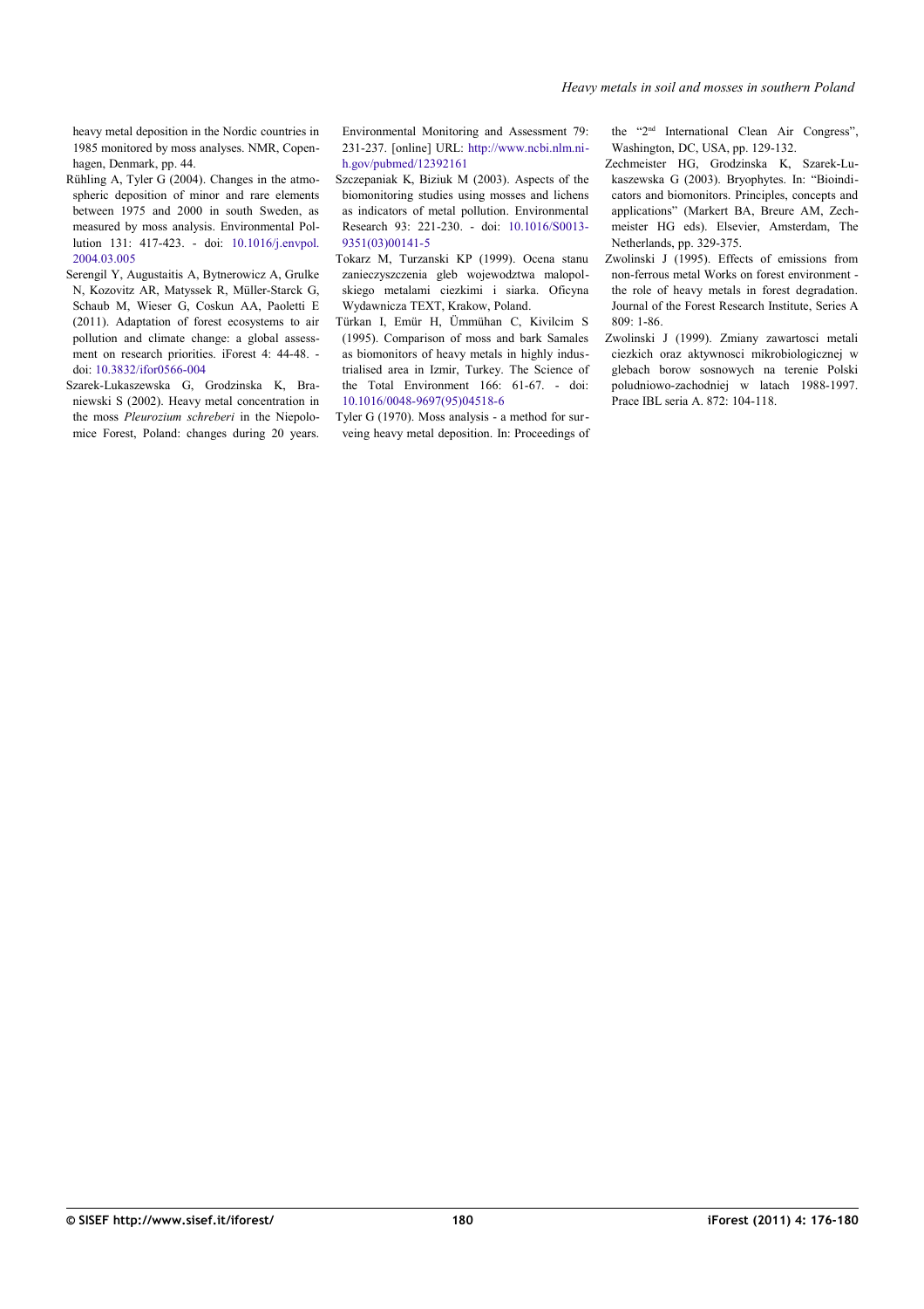heavy metal deposition in the Nordic countries in 1985 monitored by moss analyses. NMR, Copenhagen, Denmark, pp. 44.

Rühling A, Tyler G (2004). Changes in the atmospheric deposition of minor and rare elements between 1975 and 2000 in south Sweden, as measured by moss analysis. Environmental Pollution 131: 417-423. - doi: 10.1016/j.envpol.2004.03.005

Serengil Y, Augustaitis A, Bytnerowicz A, Grulke N, Kozovitz AR, Matyssek R, Müller-Starck G, Schaub M, Wieser G, Coskun AA, Paoletti E (2011). Adaptation of forest ecosystems to air pollution and climate change: a global assessment on research priorities. iForest 4: 44-48. - doi: 10.3832/ifor0566-004

Szarek-Lukaszewska G, Grodzinska K, Braniewski S (2002). Heavy metal concentration in the moss *Pleurozium schreberi* in the Niepolomice Forest, Poland: changes during 20 years. Environmental Monitoring and Assessment 79: 231-237. [online] URL: http://www.ncbi.nlm.nih.gov/pubmed/12392161

Szczepaniak K, Biziuk M (2003). Aspects of the biomonitoring studies using mosses and lichens as indicators of metal pollution. Environmental Research 93: 221-230. - doi: 10.1016/S0013-9351(03)00141-5

Tokarz M, Turzanski KP (1999). Ocena stanu zanieczyszczenia gleb wojewodztwa malopolskiego metalami ciezkimi i siarka. Oficyna Wydawnicza TEXT, Krakow, Poland.

Türkan I, Emür H, Ümmühan C, Kivilcim S (1995). Comparison of moss and bark Samales as biomonitors of heavy metals in highly industrialised area in Izmir, Turkey. The Science of the Total Environment 166: 61-67. - doi: 10.1016/0048-9697(95)04518-6

Tyler G (1970). Moss analysis - a method for surveing heavy metal deposition. In: Proceedings of the "2nd International Clean Air Congress", Washington, DC, USA, pp. 129-132.

Zechmeister HG, Grodzinska K, Szarek-Lukaszewska G (2003). Bryophytes. In: "Bioindicators and biomonitors. Principles, concepts and applications" (Markert BA, Breure AM, Zechmeister HG eds). Elsevier, Amsterdam, The Netherlands, pp. 329-375.

Zwolinski J (1995). Effects of emissions from non-ferrous metal Works on forest environment - the role of heavy metals in forest degradation. Journal of the Forest Research Institute, Series A 809: 1-86.

Zwolinski J (1999). Zmiany zawartosci metali ciezkich oraz aktywnosci mikrobiologicznej w glebach borow sosnowych na terenie Polski poludniowo-zachodniej w latach 1988-1997. Prace IBL seria A. 872: 104-118.